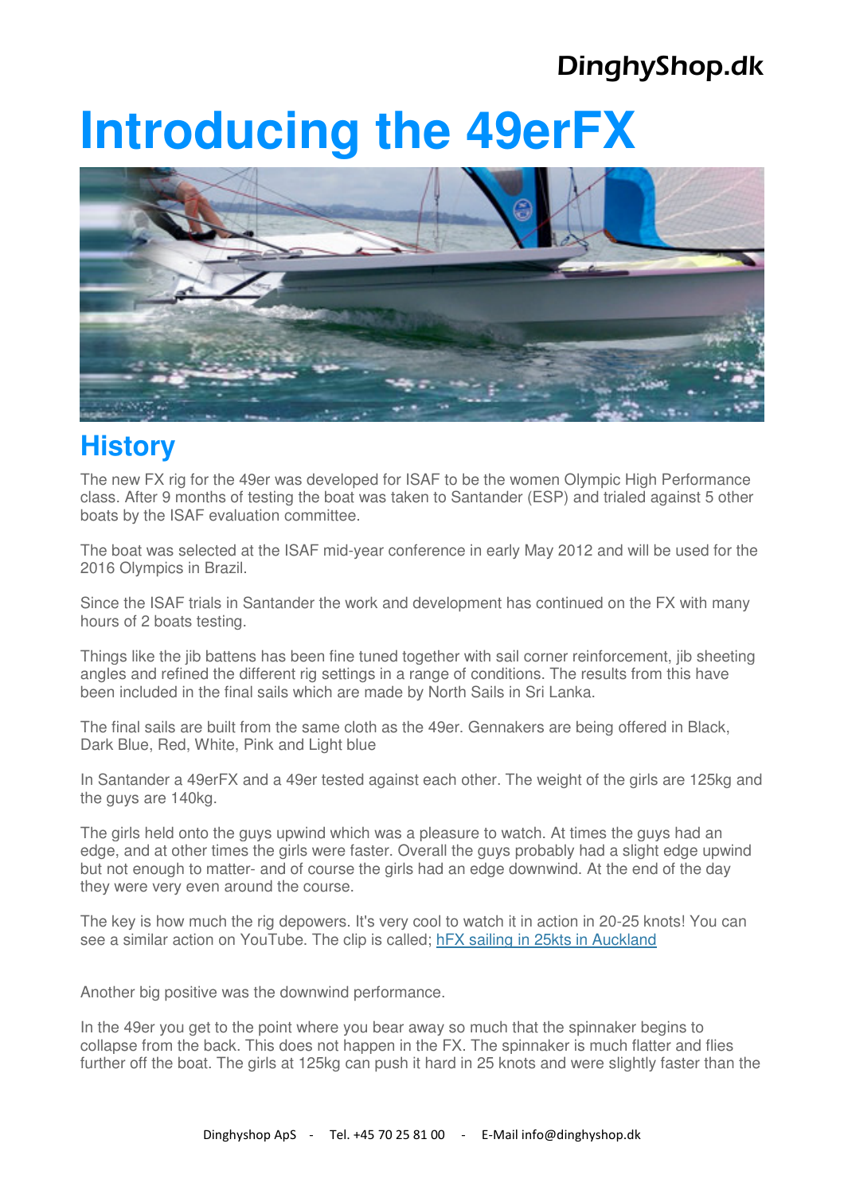# Introducing the 49erFX

## History

The new FX rig for the 49er was developed for ISAF to be the women Olympic High Performance class. After 9 months of testing the boat was taken to Santander (ESP) and trialed against 5 other boats by the ISAF evaluation committee.

The boat was selected at the ISAF mid-year conference in early May 2012 and will be used for the 2016 Olympics in Brazil.

Since the ISAF trials in Santander the work and development has continued on the FX with many hours of 2 boats testing.

Things like the jib battens has been fine tuned together with sail corner reinforcement, jib sheeting angles and refined the different rig settings in a range of conditions. The results from this have been included in the final sails which are made by North Sails in Sri Lanka.

The final sails are built from the same cloth as the 49er. Gennakers are being offered in Black, Dark Blue, Red, White, Pink and Light blue

In Santander a 49erFX and a 49er tested against each other. The weight of the girls are 125kg and the guys are 140kg.

The girls held onto the guys upwind which was a pleasure to watch. At times the guys had an edge, and at other times the girls were faster. Overall the guys probably had a slight edge upwind but not enough to matter- and of course the girls had an edge downwind. At the end of the day they were very even around the course.

The key is how much the rig depowers. It's very cool to watch it in action in 20-25 knots! You can see a similar action on YouTube. The clip is called; [hFX sailing in 25kts in Auckland]

Another big positive was the downwind performance.

In the 49er you get to the point where you bear away so much that the spinnaker begins to collapse from the back. This does not happen in the FX. The spinnaker is much flatter and flies further off the boat. The girls at 125kg can push it hard in 25 knots and were slightly faster than the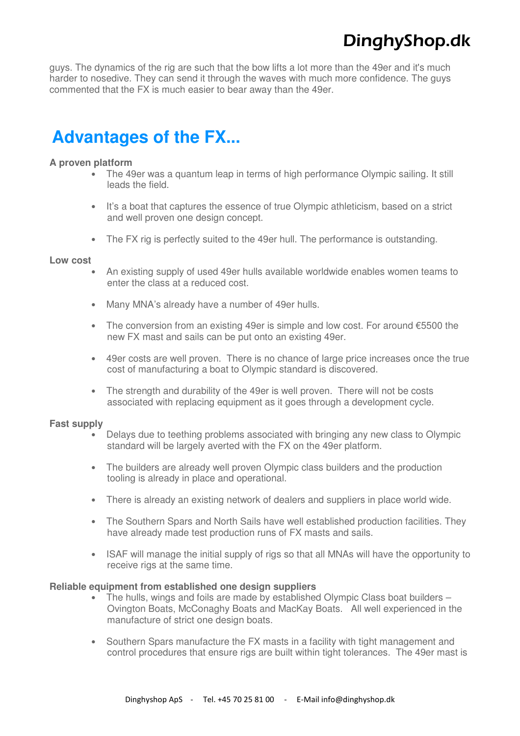guys. The dynamics of the rig are such that the bow lifts a lot more than the 49er and it's much harder to nosedive. They can send it through the waves with much more confidence. The guys commented that the FX is much easier to bear away than the 49er.

## Advantages of the FX...

**A proven platform**

- The 49er was a quantum leap in terms of high performance Olympic sailing. It still leads the field.
- It's a boat that captures the essence of true Olympic athleticism, based on a strict and well proven one design concept.
- The FX rig is perfectly suited to the 49er hull. The performance is outstanding.

**Low cost**

- An existing supply of used 49er hulls available worldwide enables women teams to enter the class at a reduced cost.
- Many MNA's already have a number of 49er hulls.
- The conversion from an existing 49er is simple and low cost. For around €5500 the new FX mast and sails can be put onto an existing 49er.
- 49er costs are well proven. There is no chance of large price increases once the true cost of manufacturing a boat to Olympic standard is discovered.
- The strength and durability of the 49er is well proven. There will not be costs associated with replacing equipment as it goes through a development cycle.

**Fast supply**

- Delays due to teething problems associated with bringing any new class to Olympic standard will be largely averted with the FX on the 49er platform.
- The builders are already well proven Olympic class builders and the production tooling is already in place and operational.
- There is already an existing network of dealers and suppliers in place world wide.
- The Southern Spars and North Sails have well established production facilities. They have already made test production runs of FX masts and sails.
- ISAF will manage the initial supply of rigs so that all MNAs will have the opportunity to receive rigs at the same time.

**Reliable equipment from established one design suppliers**

- The hulls, wings and foils are made by established Olympic Class boat builders – Ovington Boats, McConaghy Boats and MacKay Boats. All well experienced in the manufacture of strict one design boats.
- Southern Spars manufacture the FX masts in a facility with tight management and control procedures that ensure rigs are built within tight tolerances. The 49er mast is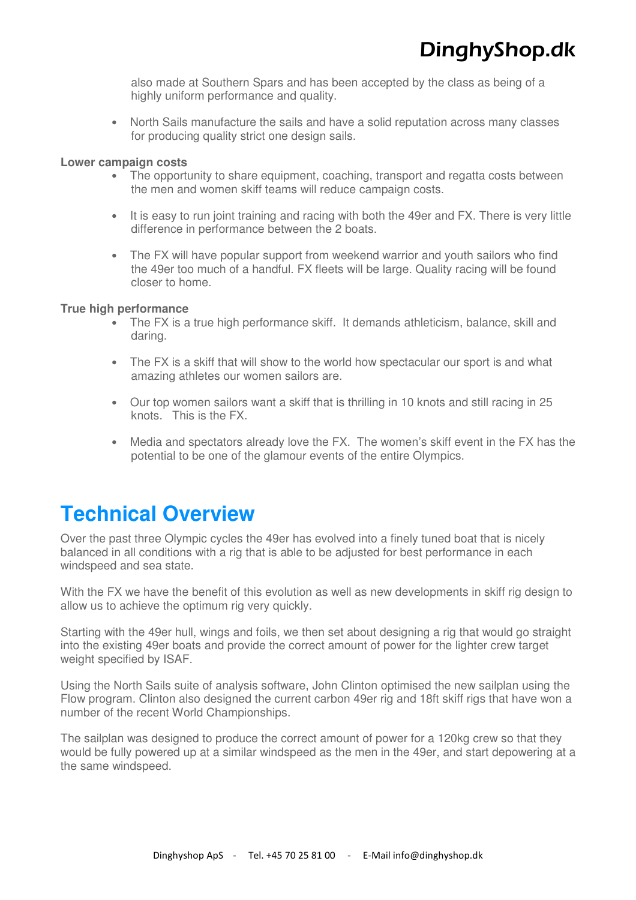also made at Southern Spars and has been accepted by the class as being of a highly uniform performance and quality.

- North Sails manufacture the sails and have a solid reputation across many classes for producing quality strict one design sails.

**Lower campaign costs**

- The opportunity to share equipment, coaching, transport and regatta costs between the men and women skiff teams will reduce campaign costs.

- It is easy to run joint training and racing with both the 49er and FX. There is very little difference in performance between the 2 boats.

- The FX will have popular support from weekend warrior and youth sailors who find the 49er too much of a handful. FX fleets will be large. Quality racing will be found closer to home.

**True high performance**

- The FX is a true high performance skiff. It demands athleticism, balance, skill and daring.

- The FX is a skiff that will show to the world how spectacular our sport is and what amazing athletes our women sailors are.

- Our top women sailors want a skiff that is thrilling in 10 knots and still racing in 25 knots. This is the FX.

- Media and spectators already love the FX. The women's skiff event in the FX has the potential to be one of the glamour events of the entire Olympics.

# Technical Overview

Over the past three Olympic cycles the 49er has evolved into a finely tuned boat that is nicely balanced in all conditions with a rig that is able to be adjusted for best performance in each windspeed and sea state.

With the FX we have the benefit of this evolution as well as new developments in skiff rig design to allow us to achieve the optimum rig very quickly.

Starting with the 49er hull, wings and foils, we then set about designing a rig that would go straight into the existing 49er boats and provide the correct amount of power for the lighter crew target weight specified by ISAF.

Using the North Sails suite of analysis software, John Clinton optimised the new sailplan using the Flow program. Clinton also designed the current carbon 49er rig and 18ft skiff rigs that have won a number of the recent World Championships.

The sailplan was designed to produce the correct amount of power for a 120kg crew so that they would be fully powered up at a similar windspeed as the men in the 49er, and start depowering at a the same windspeed.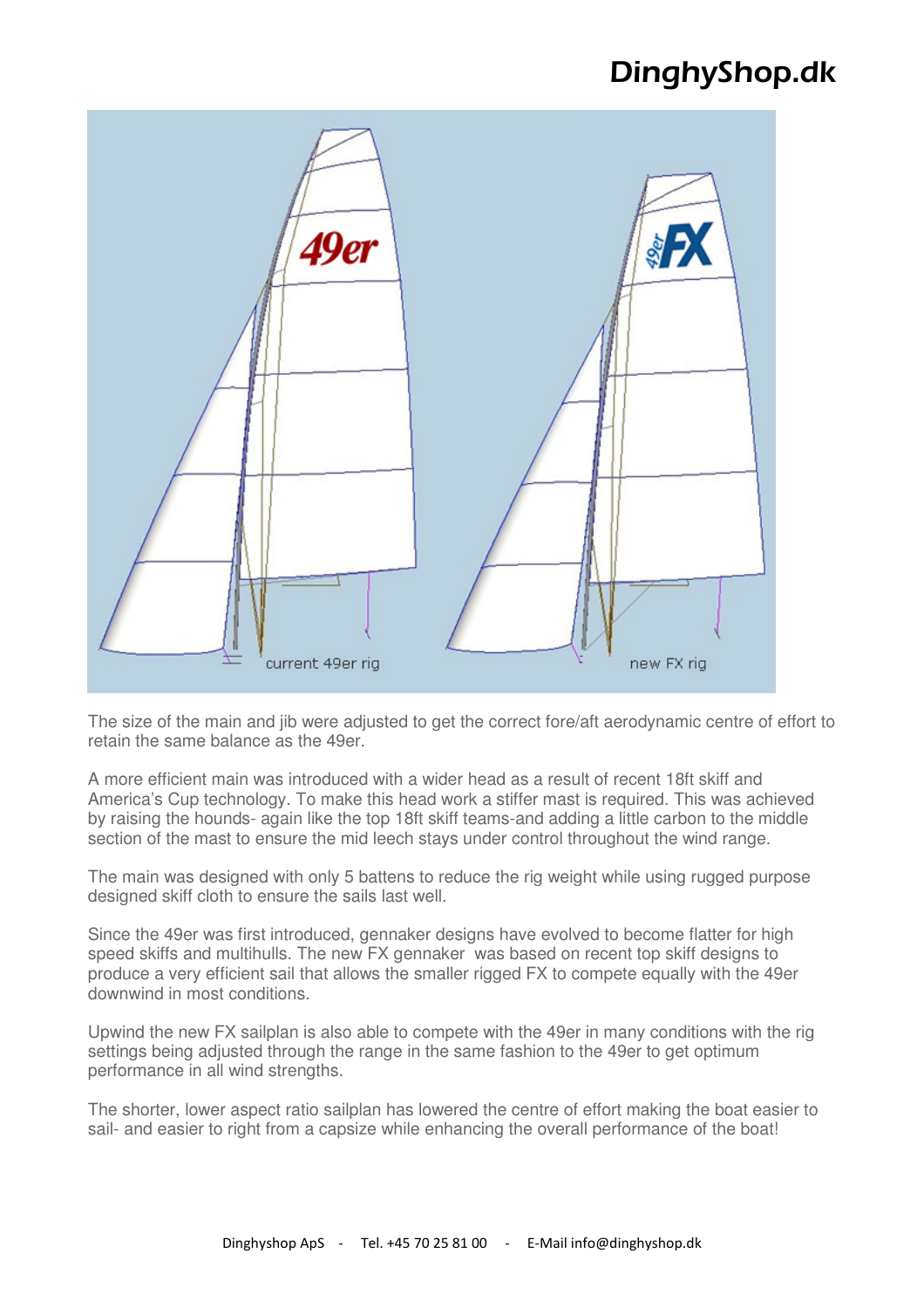The size of the main and jib were adjusted to get the correct fore/aft aerodynamic centre of effort to retain the same balance as the 49er.

A more efficient main was introduced with a wider head as a result of recent 18ft skiff and America's Cup technology. To make this head work a stiffer mast is required. This was achieved by raising the hounds- again like the top 18ft skiff teams-and adding a little carbon to the middle section of the mast to ensure the mid leech stays under control throughout the wind range.

The main was designed with only 5 battens to reduce the rig weight while using rugged purpose designed skiff cloth to ensure the sails last well.

Since the 49er was first introduced, gennaker designs have evolved to become flatter for high speed skiffs and multihulls. The new FX gennaker was based on recent top skiff designs to produce a very efficient sail that allows the smaller rigged FX to compete equally with the 49er downwind in most conditions.

Upwind the new FX sailplan is also able to compete with the 49er in many conditions with the rig settings being adjusted through the range in the same fashion to the 49er to get optimum performance in all wind strengths.

The shorter, lower aspect ratio sailplan has lowered the centre of effort making the boat easier to sail- and easier to right from a capsize while enhancing the overall performance of the boat!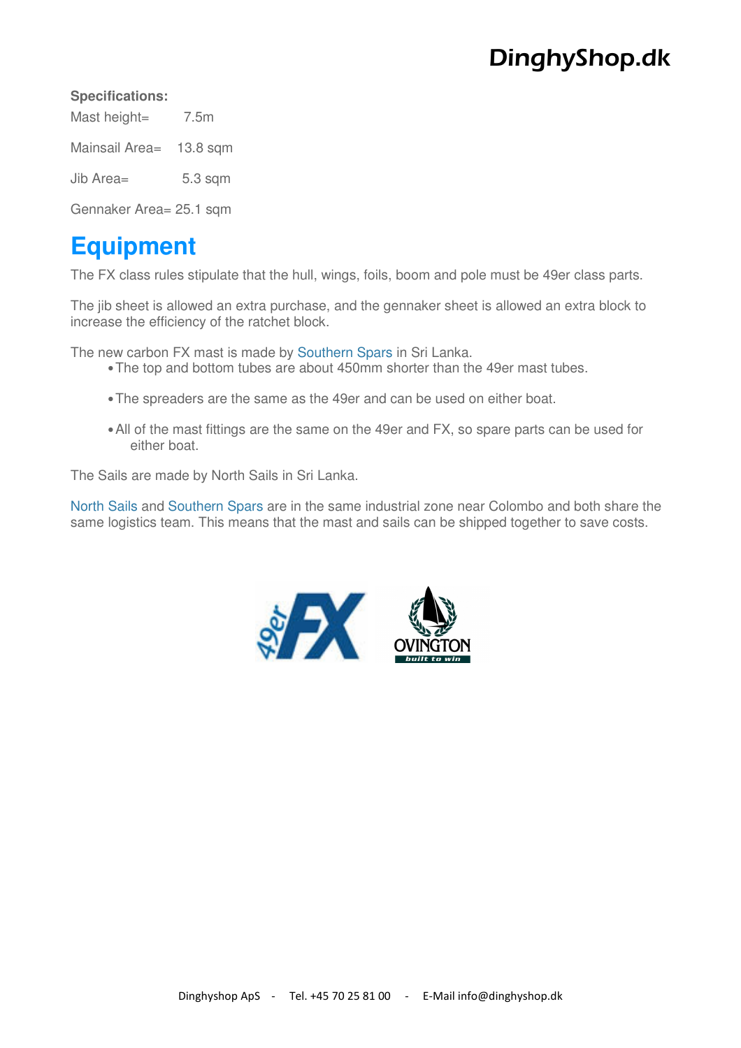**Specifications:**

Mast height= 7.5m

Mainsail Area= 13.8 sqm

Jib Area= 5.3 sqm

Gennaker Area= 25.1 sqm

# Equipment

The FX class rules stipulate that the hull, wings, foils, boom and pole must be 49er class parts.

The jib sheet is allowed an extra purchase, and the gennaker sheet is allowed an extra block to increase the efficiency of the ratchet block.

The new carbon FX mast is made by Southern Spars in Sri Lanka.

- The top and bottom tubes are about 450mm shorter than the 49er mast tubes.
- The spreaders are the same as the 49er and can be used on either boat.
- All of the mast fittings are the same on the 49er and FX, so spare parts can be used for either boat.

The Sails are made by North Sails in Sri Lanka.

North Sails and Southern Spars are in the same industrial zone near Colombo and both share the same logistics team. This means that the mast and sails can be shipped together to save costs.